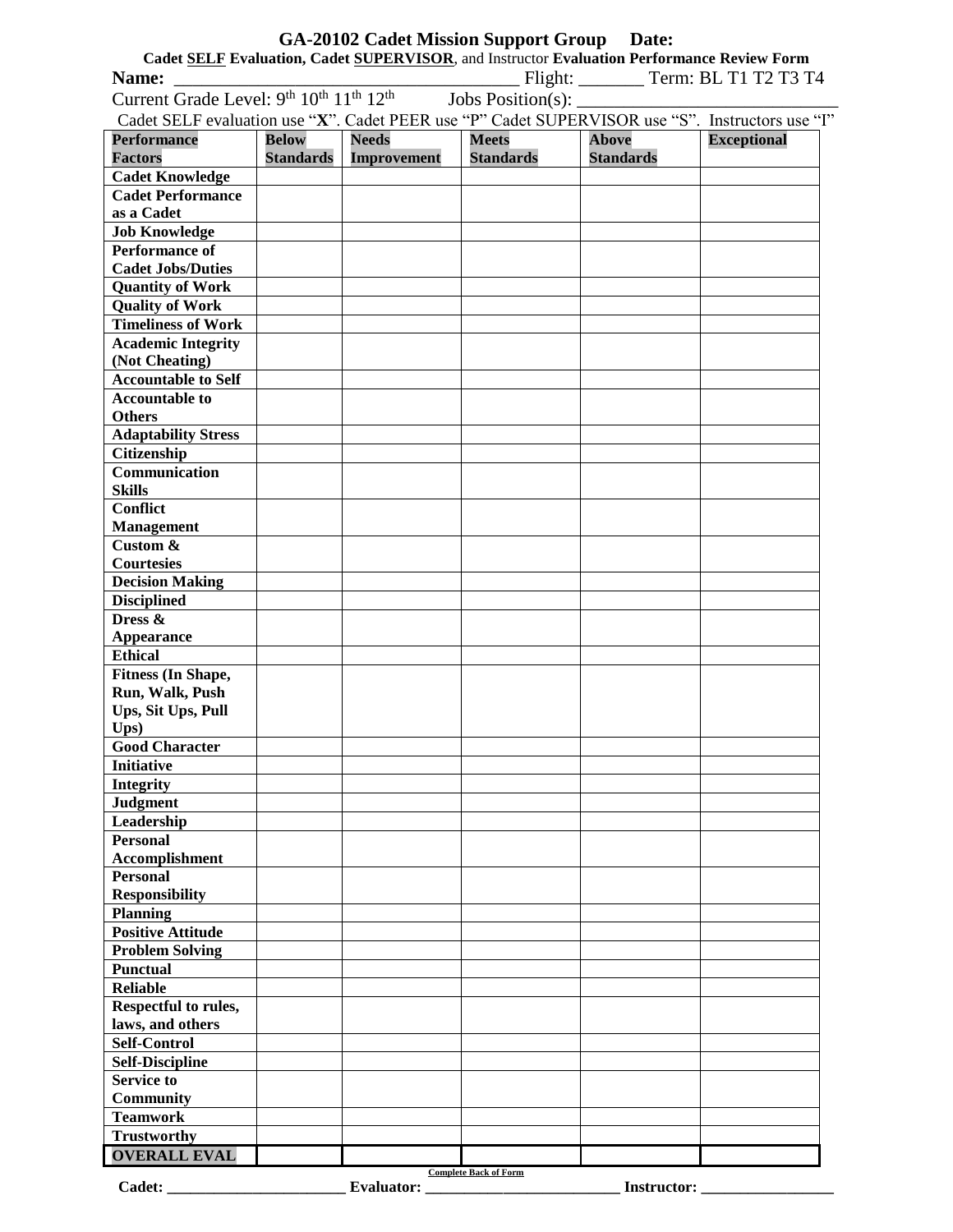# GA-20102 Cadet Mission Support Group Date:

**Cadet SELF Evaluation, Cadet SUPERVISOR**, and Instructor **Evaluation Performance Review Form**

**Name:** ______________________________________ Flight: _______ Term: BL T1 T2 T3 T4

Current Grade Level: 9th 10th 11th 12th Jobs Position(s): ____________________________

Cadet SELF evaluation use "**X**". Cadet PEER use "P" Cadet SUPERVISOR use "S". Instructors use "I"

| Performance Factors | Below Standards | Needs Improvement | Meets Standards | Above Standards | Exceptional |
|---|---|---|---|---|---|
| Cadet Knowledge | | | | | |
| Cadet Performance as a Cadet | | | | | |
| Job Knowledge | | | | | |
| Performance of Cadet Jobs/Duties | | | | | |
| Quantity of Work | | | | | |
| Quality of Work | | | | | |
| Timeliness of Work | | | | | |
| Academic Integrity (Not Cheating) | | | | | |
| Accountable to Self | | | | | |
| Accountable to Others | | | | | |
| Adaptability Stress | | | | | |
| Citizenship | | | | | |
| Communication Skills | | | | | |
| Conflict Management | | | | | |
| Custom & Courtesies | | | | | |
| Decision Making | | | | | |
| Disciplined | | | | | |
| Dress & Appearance | | | | | |
| Ethical | | | | | |
| Fitness (In Shape, Run, Walk, Push Ups, Sit Ups, Pull Ups) | | | | | |
| Good Character | | | | | |
| Initiative | | | | | |
| Integrity | | | | | |
| Judgment | | | | | |
| Leadership | | | | | |
| Personal Accomplishment | | | | | |
| Personal Responsibility | | | | | |
| Planning | | | | | |
| Positive Attitude | | | | | |
| Problem Solving | | | | | |
| Punctual | | | | | |
| Reliable | | | | | |
| Respectful to rules, laws, and others | | | | | |
| Self-Control | | | | | |
| Self-Discipline | | | | | |
| Service to Community | | | | | |
| Teamwork | | | | | |
| Trustworthy | | | | | |
| **OVERALL EVAL** | | | | | |

Complete Back of Form

**Cadet:** _______________________ **Evaluator:** _________________________ **Instructor:** _________________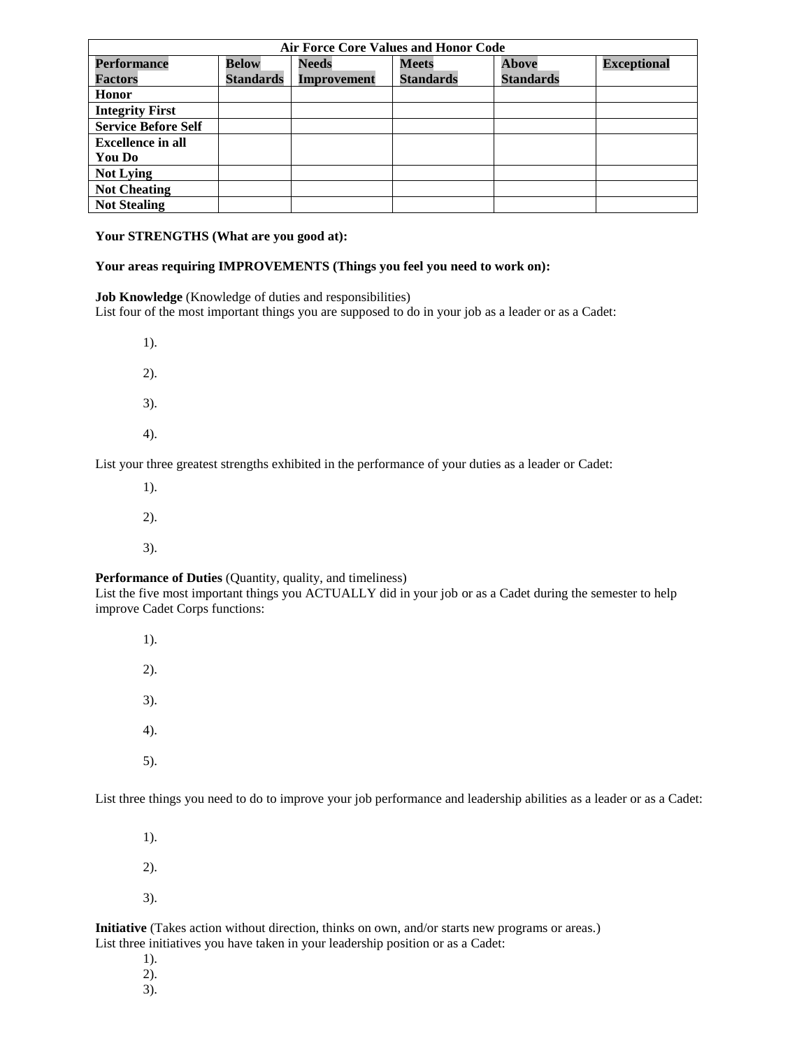| Air Force Core Values and Honor Code | | | | | |
|---|---|---|---|---|---|
| **Performance Factors** | **Below Standards** | **Needs Improvement** | **Meets Standards** | **Above Standards** | **Exceptional** |
| **Honor** | | | | | |
| **Integrity First** | | | | | |
| **Service Before Self** | | | | | |
| **Excellence in all You Do** | | | | | |
| **Not Lying** | | | | | |
| **Not Cheating** | | | | | |
| **Not Stealing** | | | | | |

**Your STRENGTHS (What are you good at):**

**Your areas requiring IMPROVEMENTS (Things you feel you need to work on):**

**Job Knowledge** (Knowledge of duties and responsibilities)
List four of the most important things you are supposed to do in your job as a leader or as a Cadet:

1).

2).

3).

4).

List your three greatest strengths exhibited in the performance of your duties as a leader or Cadet:

1).

2).

3).

**Performance of Duties** (Quantity, quality, and timeliness)
List the five most important things you ACTUALLY did in your job or as a Cadet during the semester to help improve Cadet Corps functions:

1).

2).

3).

4).

5).

List three things you need to do to improve your job performance and leadership abilities as a leader or as a Cadet:

1).

2).

3).

**Initiative** (Takes action without direction, thinks on own, and/or starts new programs or areas.)
List three initiatives you have taken in your leadership position or as a Cadet:

1).
2).
3).